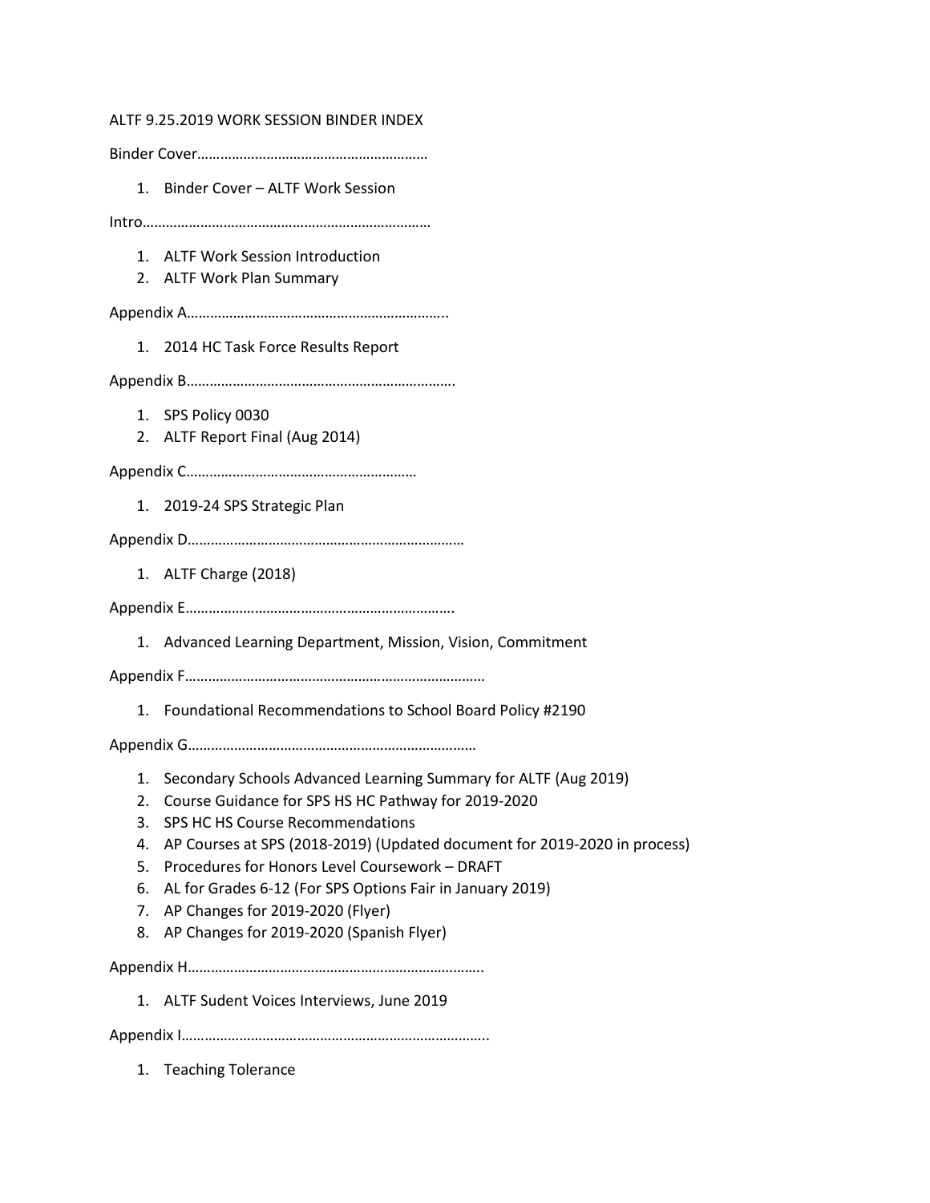ALTF 9.25.2019 WORK SESSION BINDER INDEX

Binder Cover……………………………………………………

1. Binder Cover – ALTF Work Session

Intro…………………………………………………………………

1. ALTF Work Session Introduction
2. ALTF Work Plan Summary

Appendix A…………………………………………………………..

1. 2014 HC Task Force Results Report

Appendix B…………………………………………………………….

1. SPS Policy 0030
2. ALTF Report Final (Aug 2014)

Appendix C……………………………………………………

1. 2019-24 SPS Strategic Plan

Appendix D………………………………………………………………

1. ALTF Charge (2018)

Appendix E…………………………………………………………….

1. Advanced Learning Department, Mission, Vision, Commitment

Appendix F…………………………………………………………………

1. Foundational Recommendations to School Board Policy #2190

Appendix G…………………………………………………………………

1. Secondary Schools Advanced Learning Summary for ALTF (Aug 2019)
2. Course Guidance for SPS HS HC Pathway for 2019-2020
3. SPS HC HS Course Recommendations
4. AP Courses at SPS (2018-2019) (Updated document for 2019-2020 in process)
5. Procedures for Honors Level Coursework – DRAFT
6. AL for Grades 6-12 (For SPS Options Fair in January 2019)
7. AP Changes for 2019-2020 (Flyer)
8. AP Changes for 2019-2020 (Spanish Flyer)

Appendix H…………………………………………………………………..

1. ALTF Sudent Voices Interviews, June 2019

Appendix I……………………………………………………………………..

1. Teaching Tolerance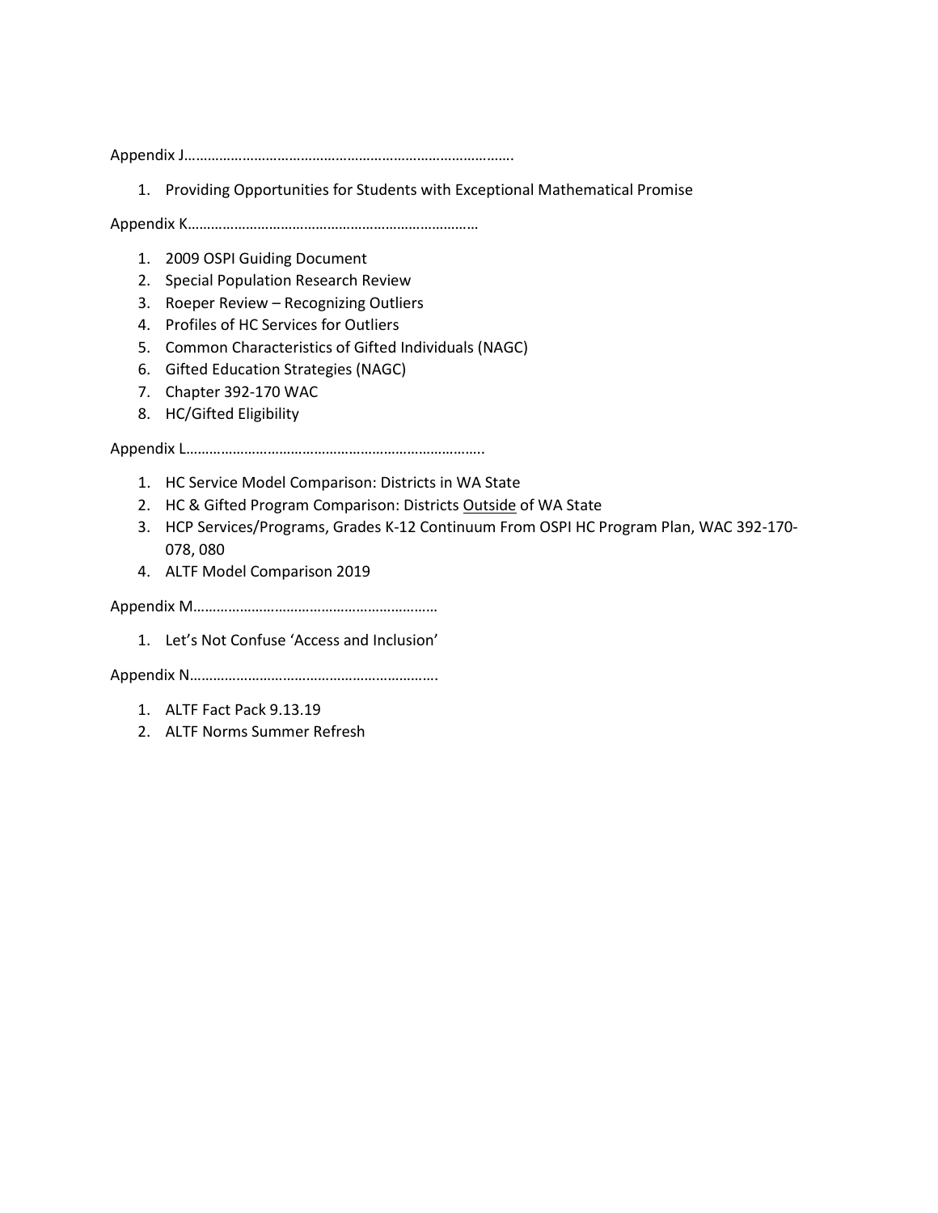Appendix J……………………………………………………………………………….

1. Providing Opportunities for Students with Exceptional Mathematical Promise

Appendix K…………………………………………………………………

1. 2009 OSPI Guiding Document
2. Special Population Research Review
3. Roeper Review – Recognizing Outliers
4. Profiles of HC Services for Outliers
5. Common Characteristics of Gifted Individuals (NAGC)
6. Gifted Education Strategies (NAGC)
7. Chapter 392-170 WAC
8. HC/Gifted Eligibility

Appendix L…………………………………………………………………..

1. HC Service Model Comparison: Districts in WA State
2. HC & Gifted Program Comparison: Districts <u>Outside</u> of WA State
3. HCP Services/Programs, Grades K-12 Continuum From OSPI HC Program Plan, WAC 392-170-078, 080
4. ALTF Model Comparison 2019

Appendix M……………………………………………………

1. Let's Not Confuse 'Access and Inclusion'

Appendix N……………………………………………………..

1. ALTF Fact Pack 9.13.19
2. ALTF Norms Summer Refresh